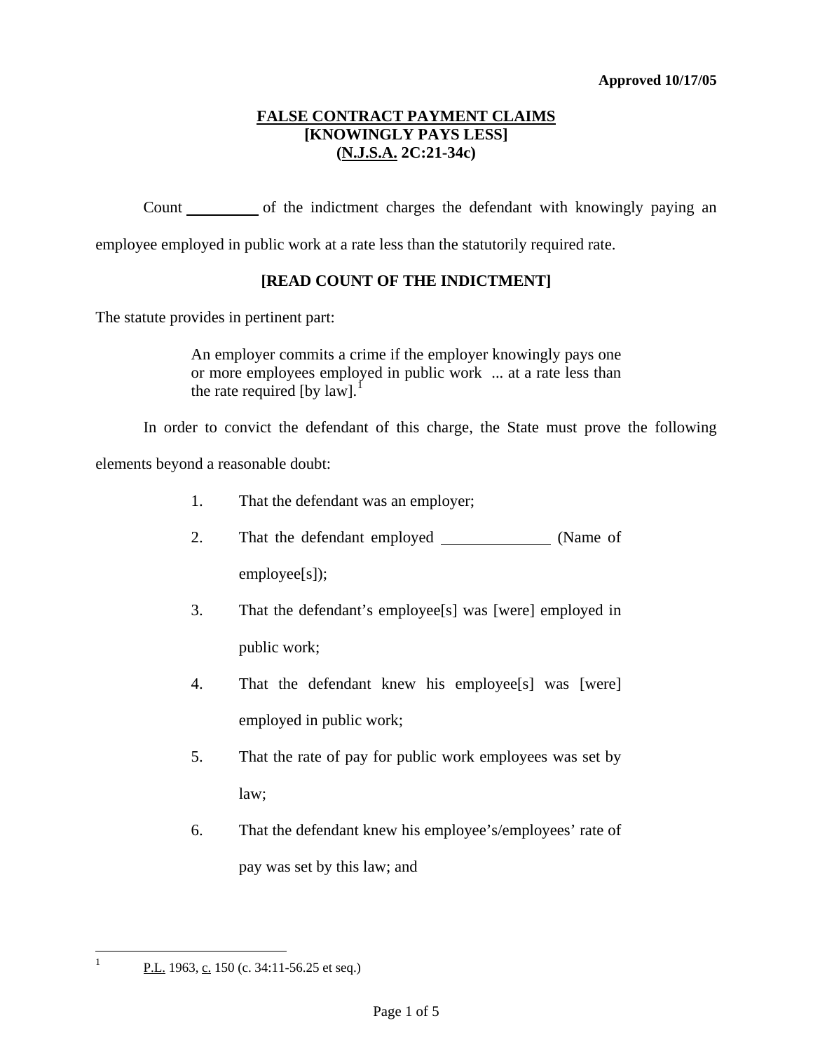**Approved 10/17/05**

# FALSE CONTRACT PAYMENT CLAIMS
## [KNOWINGLY PAYS LESS]
## (N.J.S.A. 2C:21-34c)

Count _________ of the indictment charges the defendant with knowingly paying an employee employed in public work at a rate less than the statutorily required rate.

**[READ COUNT OF THE INDICTMENT]**

The statute provides in pertinent part:

> An employer commits a crime if the employer knowingly pays one or more employees employed in public work ... at a rate less than the rate required [by law].[1]

In order to convict the defendant of this charge, the State must prove the following elements beyond a reasonable doubt:

1. That the defendant was an employer;
2. That the defendant employed _____________ (Name of employee[s]);
3. That the defendant's employee[s] was [were] employed in public work;
4. That the defendant knew his employee[s] was [were] employed in public work;
5. That the rate of pay for public work employees was set by law;
6. That the defendant knew his employee's/employees' rate of pay was set by this law; and

---

[1] P.L. 1963, c. 150 (c. 34:11-56.25 et seq.)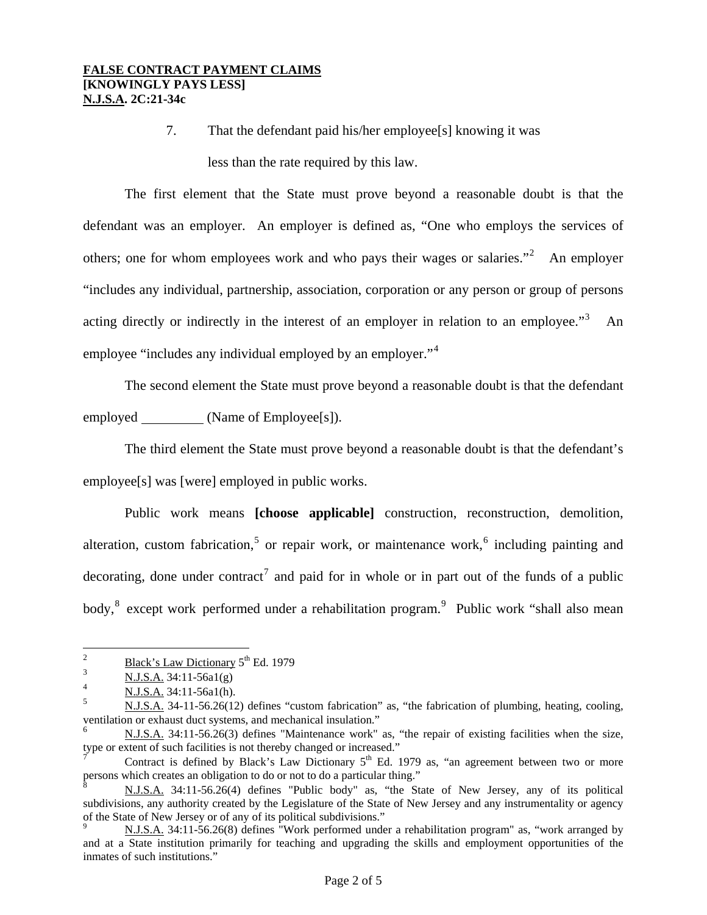7. That the defendant paid his/her employee[s] knowing it was less than the rate required by this law.

The first element that the State must prove beyond a reasonable doubt is that the defendant was an employer. An employer is defined as, "One who employs the services of others; one for whom employees work and who pays their wages or salaries."[2] An employer "includes any individual, partnership, association, corporation or any person or group of persons acting directly or indirectly in the interest of an employer in relation to an employee."[3] An employee "includes any individual employed by an employer."[4]

The second element the State must prove beyond a reasonable doubt is that the defendant employed _________ (Name of Employee[s]).

The third element the State must prove beyond a reasonable doubt is that the defendant's employee[s] was [were] employed in public works.

Public work means **[choose applicable]** construction, reconstruction, demolition, alteration, custom fabrication,[5] or repair work, or maintenance work,[6] including painting and decorating, done under contract[7] and paid for in whole or in part out of the funds of a public body,[8] except work performed under a rehabilitation program.[9] Public work "shall also mean

---

[2] Black's Law Dictionary 5th Ed. 1979

[3] N.J.S.A. 34:11-56a1(g)

[4] N.J.S.A. 34:11-56a1(h).

[5] N.J.S.A. 34-11-56.26(12) defines "custom fabrication" as, "the fabrication of plumbing, heating, cooling, ventilation or exhaust duct systems, and mechanical insulation."

[6] N.J.S.A. 34:11-56.26(3) defines "Maintenance work" as, "the repair of existing facilities when the size, type or extent of such facilities is not thereby changed or increased."

[7] Contract is defined by Black's Law Dictionary 5th Ed. 1979 as, "an agreement between two or more persons which creates an obligation to do or not to do a particular thing."

[8] N.J.S.A. 34:11-56.26(4) defines "Public body" as, "the State of New Jersey, any of its political subdivisions, any authority created by the Legislature of the State of New Jersey and any instrumentality or agency of the State of New Jersey or of any of its political subdivisions."

[9] N.J.S.A. 34:11-56.26(8) defines "Work performed under a rehabilitation program" as, "work arranged by and at a State institution primarily for teaching and upgrading the skills and employment opportunities of the inmates of such institutions."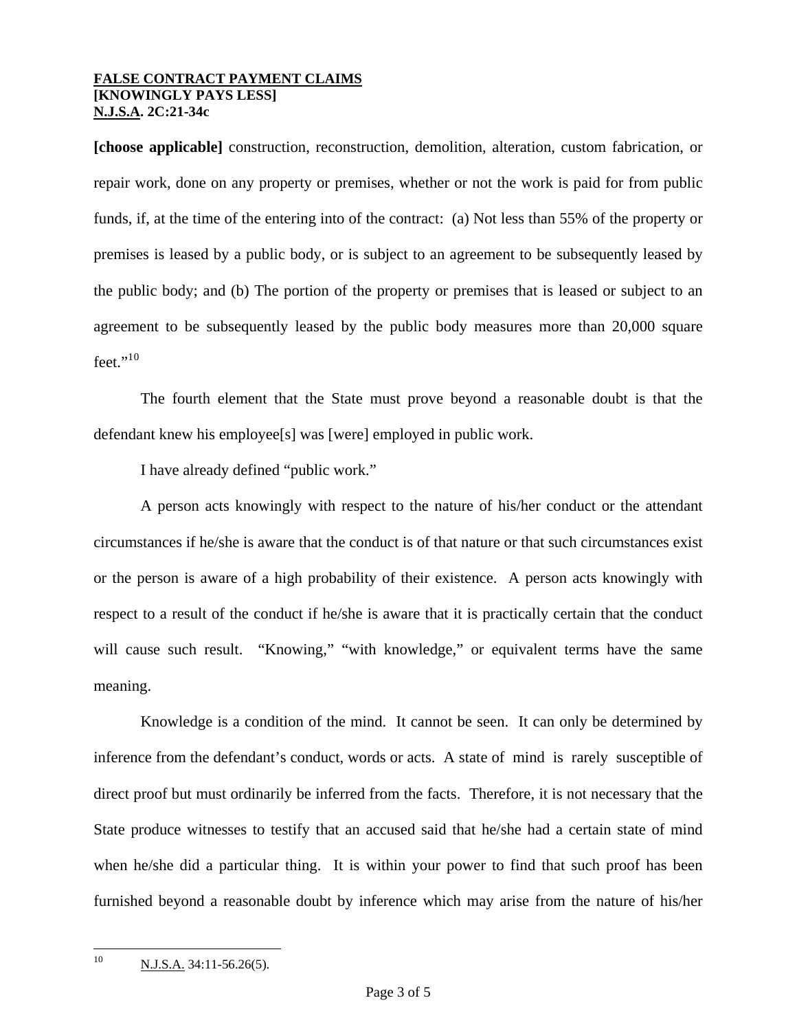**[choose applicable]** construction, reconstruction, demolition, alteration, custom fabrication, or repair work, done on any property or premises, whether or not the work is paid for from public funds, if, at the time of the entering into of the contract: (a) Not less than 55% of the property or premises is leased by a public body, or is subject to an agreement to be subsequently leased by the public body; and (b) The portion of the property or premises that is leased or subject to an agreement to be subsequently leased by the public body measures more than 20,000 square feet."[10]

The fourth element that the State must prove beyond a reasonable doubt is that the defendant knew his employee[s] was [were] employed in public work.

I have already defined "public work."

A person acts knowingly with respect to the nature of his/her conduct or the attendant circumstances if he/she is aware that the conduct is of that nature or that such circumstances exist or the person is aware of a high probability of their existence. A person acts knowingly with respect to a result of the conduct if he/she is aware that it is practically certain that the conduct will cause such result. "Knowing," "with knowledge," or equivalent terms have the same meaning.

Knowledge is a condition of the mind. It cannot be seen. It can only be determined by inference from the defendant's conduct, words or acts. A state of mind is rarely susceptible of direct proof but must ordinarily be inferred from the facts. Therefore, it is not necessary that the State produce witnesses to testify that an accused said that he/she had a certain state of mind when he/she did a particular thing. It is within your power to find that such proof has been furnished beyond a reasonable doubt by inference which may arise from the nature of his/her

---

[10] N.J.S.A. 34:11-56.26(5).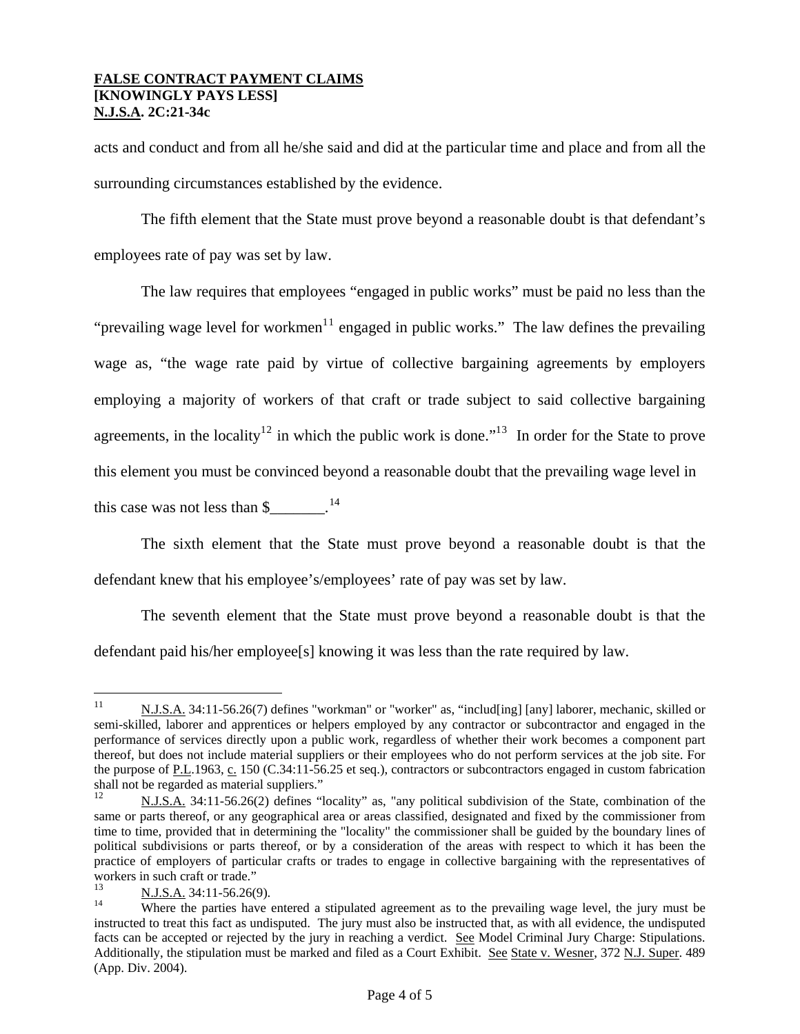acts and conduct and from all he/she said and did at the particular time and place and from all the surrounding circumstances established by the evidence.

The fifth element that the State must prove beyond a reasonable doubt is that defendant's employees rate of pay was set by law.

The law requires that employees "engaged in public works" must be paid no less than the "prevailing wage level for workmen[11] engaged in public works." The law defines the prevailing wage as, "the wage rate paid by virtue of collective bargaining agreements by employers employing a majority of workers of that craft or trade subject to said collective bargaining agreements, in the locality[12] in which the public work is done."[13] In order for the State to prove this element you must be convinced beyond a reasonable doubt that the prevailing wage level in this case was not less than $_______.[14]

The sixth element that the State must prove beyond a reasonable doubt is that the defendant knew that his employee's/employees' rate of pay was set by law.

The seventh element that the State must prove beyond a reasonable doubt is that the defendant paid his/her employee[s] knowing it was less than the rate required by law.

---

[11] N.J.S.A. 34:11-56.26(7) defines "workman" or "worker" as, "includ[ing] [any] laborer, mechanic, skilled or semi-skilled, laborer and apprentices or helpers employed by any contractor or subcontractor and engaged in the performance of services directly upon a public work, regardless of whether their work becomes a component part thereof, but does not include material suppliers or their employees who do not perform services at the job site. For the purpose of P.L.1963, c. 150 (C.34:11-56.25 et seq.), contractors or subcontractors engaged in custom fabrication shall not be regarded as material suppliers."

[12] N.J.S.A. 34:11-56.26(2) defines "locality" as, "any political subdivision of the State, combination of the same or parts thereof, or any geographical area or areas classified, designated and fixed by the commissioner from time to time, provided that in determining the "locality" the commissioner shall be guided by the boundary lines of political subdivisions or parts thereof, or by a consideration of the areas with respect to which it has been the practice of employers of particular crafts or trades to engage in collective bargaining with the representatives of workers in such craft or trade."

[13] N.J.S.A. 34:11-56.26(9).

[14] Where the parties have entered a stipulated agreement as to the prevailing wage level, the jury must be instructed to treat this fact as undisputed. The jury must also be instructed that, as with all evidence, the undisputed facts can be accepted or rejected by the jury in reaching a verdict. See Model Criminal Jury Charge: Stipulations. Additionally, the stipulation must be marked and filed as a Court Exhibit. See State v. Wesner, 372 N.J. Super. 489 (App. Div. 2004).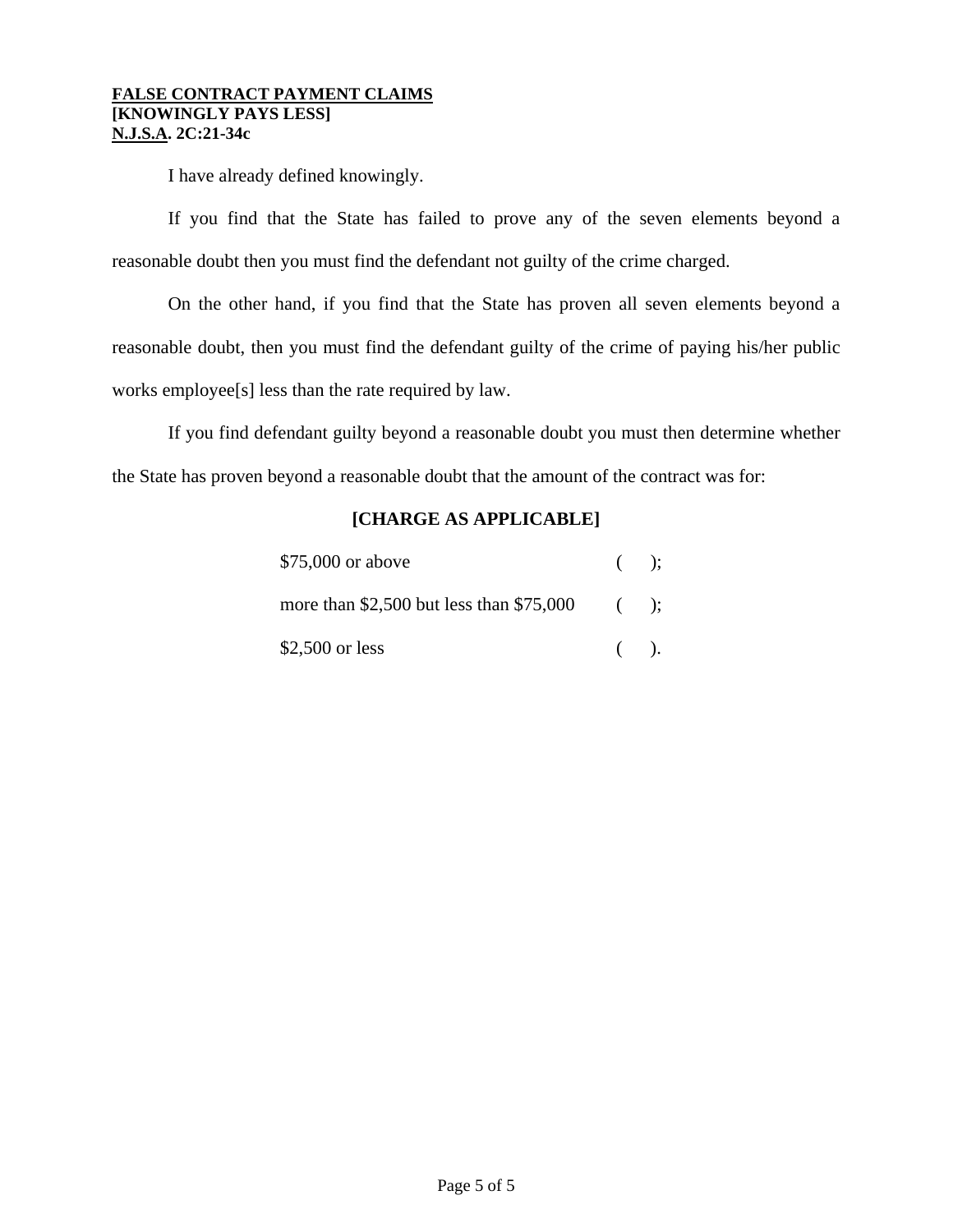I have already defined knowingly.

If you find that the State has failed to prove any of the seven elements beyond a reasonable doubt then you must find the defendant not guilty of the crime charged.

On the other hand, if you find that the State has proven all seven elements beyond a reasonable doubt, then you must find the defendant guilty of the crime of paying his/her public works employee[s] less than the rate required by law.

If you find defendant guilty beyond a reasonable doubt you must then determine whether the State has proven beyond a reasonable doubt that the amount of the contract was for:

**[CHARGE AS APPLICABLE]**

| | |
|---|---|
| $75,000 or above | (   ); |
| more than $2,500 but less than $75,000 | (   ); |
| $2,500 or less | (   ). |